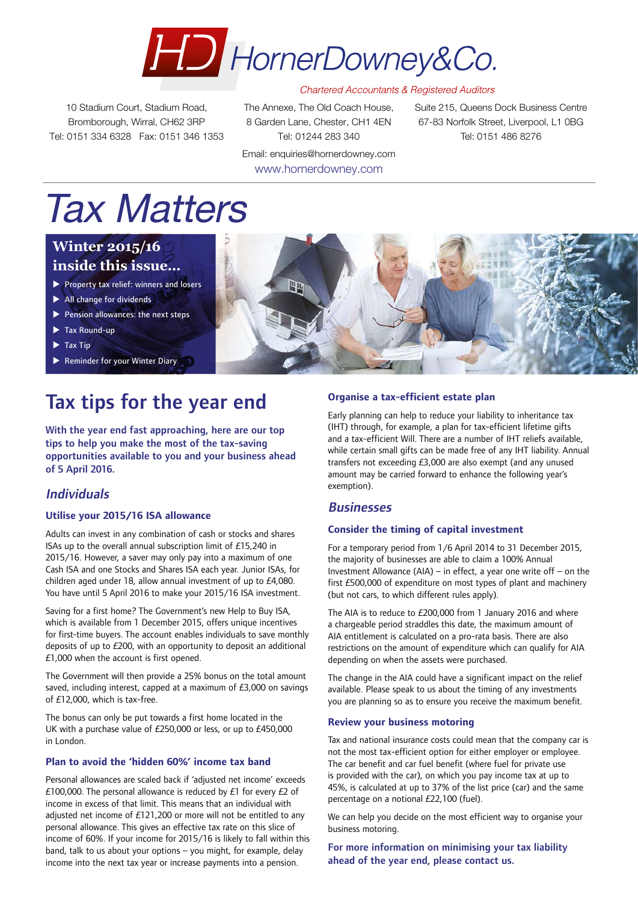# HornerDowney&Co.

*Chartered Accountants & Registered Auditors*

10 Stadium Court, Stadium Road, Bromborough, Wirral, CH62 3RP
Tel: 0151 334 6328 Fax: 0151 346 1353

The Annexe, The Old Coach House, 8 Garden Lane, Chester, CH1 4EN
Tel: 01244 283 340

Suite 215, Queens Dock Business Centre 67-83 Norfolk Street, Liverpool, L1 0BG
Tel: 0151 486 8276

Email: enquiries@hornerdowney.com
www.hornerdowney.com

# *Tax Matters*

**Winter 2015/16**
**inside this issue...**

- Property tax relief: winners and losers
- All change for dividends
- Pension allowances: the next steps
- Tax Round-up
- Tax Tip
- Reminder for your Winter Diary

## Tax tips for the year end

**With the year end fast approaching, here are our top tips to help you make the most of the tax-saving opportunities available to you and your business ahead of 5 April 2016.**

### *Individuals*

#### Utilise your 2015/16 ISA allowance

Adults can invest in any combination of cash or stocks and shares ISAs up to the overall annual subscription limit of £15,240 in 2015/16. However, a saver may only pay into a maximum of one Cash ISA and one Stocks and Shares ISA each year. Junior ISAs, for children aged under 18, allow annual investment of up to £4,080. You have until 5 April 2016 to make your 2015/16 ISA investment.

Saving for a first home? The Government's new Help to Buy ISA, which is available from 1 December 2015, offers unique incentives for first-time buyers. The account enables individuals to save monthly deposits of up to £200, with an opportunity to deposit an additional £1,000 when the account is first opened.

The Government will then provide a 25% bonus on the total amount saved, including interest, capped at a maximum of £3,000 on savings of £12,000, which is tax-free.

The bonus can only be put towards a first home located in the UK with a purchase value of £250,000 or less, or up to £450,000 in London.

#### Plan to avoid the 'hidden 60%' income tax band

Personal allowances are scaled back if 'adjusted net income' exceeds £100,000. The personal allowance is reduced by £1 for every £2 of income in excess of that limit. This means that an individual with adjusted net income of £121,200 or more will not be entitled to any personal allowance. This gives an effective tax rate on this slice of income of 60%. If your income for 2015/16 is likely to fall within this band, talk to us about your options – you might, for example, delay income into the next tax year or increase payments into a pension.

#### Organise a tax-efficient estate plan

Early planning can help to reduce your liability to inheritance tax (IHT) through, for example, a plan for tax-efficient lifetime gifts and a tax-efficient Will. There are a number of IHT reliefs available, while certain small gifts can be made free of any IHT liability. Annual transfers not exceeding £3,000 are also exempt (and any unused amount may be carried forward to enhance the following year's exemption).

### *Businesses*

#### Consider the timing of capital investment

For a temporary period from 1/6 April 2014 to 31 December 2015, the majority of businesses are able to claim a 100% Annual Investment Allowance (AIA) – in effect, a year one write off – on the first £500,000 of expenditure on most types of plant and machinery (but not cars, to which different rules apply).

The AIA is to reduce to £200,000 from 1 January 2016 and where a chargeable period straddles this date, the maximum amount of AIA entitlement is calculated on a pro-rata basis. There are also restrictions on the amount of expenditure which can qualify for AIA depending on when the assets were purchased.

The change in the AIA could have a significant impact on the relief available. Please speak to us about the timing of any investments you are planning so as to ensure you receive the maximum benefit.

#### Review your business motoring

Tax and national insurance costs could mean that the company car is not the most tax-efficient option for either employer or employee. The car benefit and car fuel benefit (where fuel for private use is provided with the car), on which you pay income tax at up to 45%, is calculated at up to 37% of the list price (car) and the same percentage on a notional £22,100 (fuel).

We can help you decide on the most efficient way to organise your business motoring.

**For more information on minimising your tax liability ahead of the year end, please contact us.**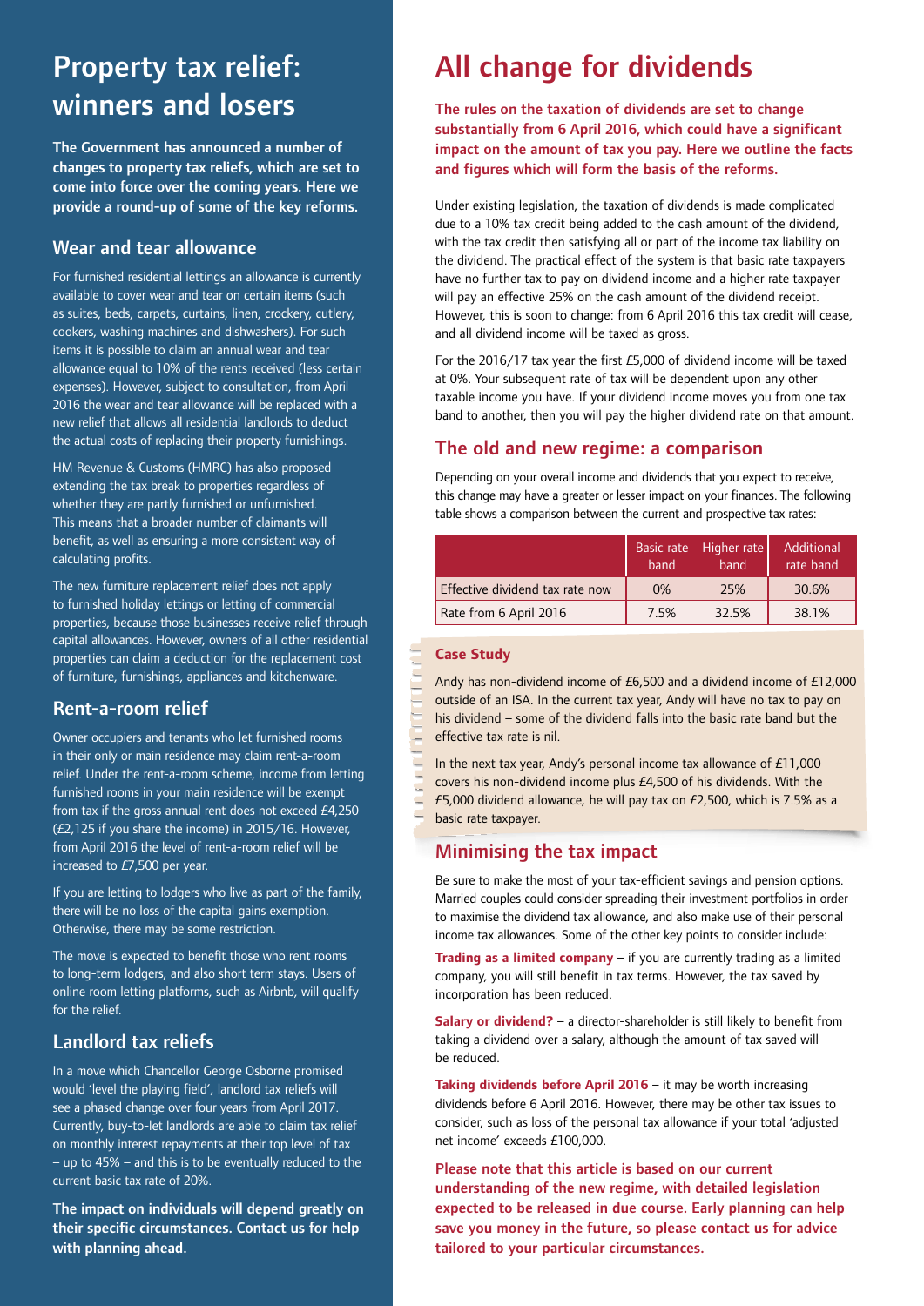# Property tax relief: winners and losers

**The Government has announced a number of changes to property tax reliefs, which are set to come into force over the coming years. Here we provide a round-up of some of the key reforms.**

## Wear and tear allowance

For furnished residential lettings an allowance is currently available to cover wear and tear on certain items (such as suites, beds, carpets, curtains, linen, crockery, cutlery, cookers, washing machines and dishwashers). For such items it is possible to claim an annual wear and tear allowance equal to 10% of the rents received (less certain expenses). However, subject to consultation, from April 2016 the wear and tear allowance will be replaced with a new relief that allows all residential landlords to deduct the actual costs of replacing their property furnishings.

HM Revenue & Customs (HMRC) has also proposed extending the tax break to properties regardless of whether they are partly furnished or unfurnished. This means that a broader number of claimants will benefit, as well as ensuring a more consistent way of calculating profits.

The new furniture replacement relief does not apply to furnished holiday lettings or letting of commercial properties, because those businesses receive relief through capital allowances. However, owners of all other residential properties can claim a deduction for the replacement cost of furniture, furnishings, appliances and kitchenware.

## Rent-a-room relief

Owner occupiers and tenants who let furnished rooms in their only or main residence may claim rent-a-room relief. Under the rent-a-room scheme, income from letting furnished rooms in your main residence will be exempt from tax if the gross annual rent does not exceed £4,250 (£2,125 if you share the income) in 2015/16. However, from April 2016 the level of rent-a-room relief will be increased to £7,500 per year.

If you are letting to lodgers who live as part of the family, there will be no loss of the capital gains exemption. Otherwise, there may be some restriction.

The move is expected to benefit those who rent rooms to long-term lodgers, and also short term stays. Users of online room letting platforms, such as Airbnb, will qualify for the relief.

## Landlord tax reliefs

In a move which Chancellor George Osborne promised would 'level the playing field', landlord tax reliefs will see a phased change over four years from April 2017. Currently, buy-to-let landlords are able to claim tax relief on monthly interest repayments at their top level of tax – up to 45% – and this is to be eventually reduced to the current basic tax rate of 20%.

**The impact on individuals will depend greatly on their specific circumstances. Contact us for help with planning ahead.**

# All change for dividends

**The rules on the taxation of dividends are set to change substantially from 6 April 2016, which could have a significant impact on the amount of tax you pay. Here we outline the facts and figures which will form the basis of the reforms.**

Under existing legislation, the taxation of dividends is made complicated due to a 10% tax credit being added to the cash amount of the dividend, with the tax credit then satisfying all or part of the income tax liability on the dividend. The practical effect of the system is that basic rate taxpayers have no further tax to pay on dividend income and a higher rate taxpayer will pay an effective 25% on the cash amount of the dividend receipt. However, this is soon to change: from 6 April 2016 this tax credit will cease, and all dividend income will be taxed as gross.

For the 2016/17 tax year the first £5,000 of dividend income will be taxed at 0%. Your subsequent rate of tax will be dependent upon any other taxable income you have. If your dividend income moves you from one tax band to another, then you will pay the higher dividend rate on that amount.

## The old and new regime: a comparison

Depending on your overall income and dividends that you expect to receive, this change may have a greater or lesser impact on your finances. The following table shows a comparison between the current and prospective tax rates:

| | Basic rate band | Higher rate band | Additional rate band |
|---|---|---|---|
| Effective dividend tax rate now | 0% | 25% | 30.6% |
| Rate from 6 April 2016 | 7.5% | 32.5% | 38.1% |

### Case Study

Andy has non-dividend income of £6,500 and a dividend income of £12,000 outside of an ISA. In the current tax year, Andy will have no tax to pay on his dividend – some of the dividend falls into the basic rate band but the effective tax rate is nil.

In the next tax year, Andy's personal income tax allowance of £11,000 covers his non-dividend income plus £4,500 of his dividends. With the £5,000 dividend allowance, he will pay tax on £2,500, which is 7.5% as a basic rate taxpayer.

## Minimising the tax impact

Be sure to make the most of your tax-efficient savings and pension options. Married couples could consider spreading their investment portfolios in order to maximise the dividend tax allowance, and also make use of their personal income tax allowances. Some of the other key points to consider include:

**Trading as a limited company** – if you are currently trading as a limited company, you will still benefit in tax terms. However, the tax saved by incorporation has been reduced.

**Salary or dividend?** – a director-shareholder is still likely to benefit from taking a dividend over a salary, although the amount of tax saved will be reduced.

**Taking dividends before April 2016** – it may be worth increasing dividends before 6 April 2016. However, there may be other tax issues to consider, such as loss of the personal tax allowance if your total 'adjusted net income' exceeds £100,000.

**Please note that this article is based on our current understanding of the new regime, with detailed legislation expected to be released in due course. Early planning can help save you money in the future, so please contact us for advice tailored to your particular circumstances.**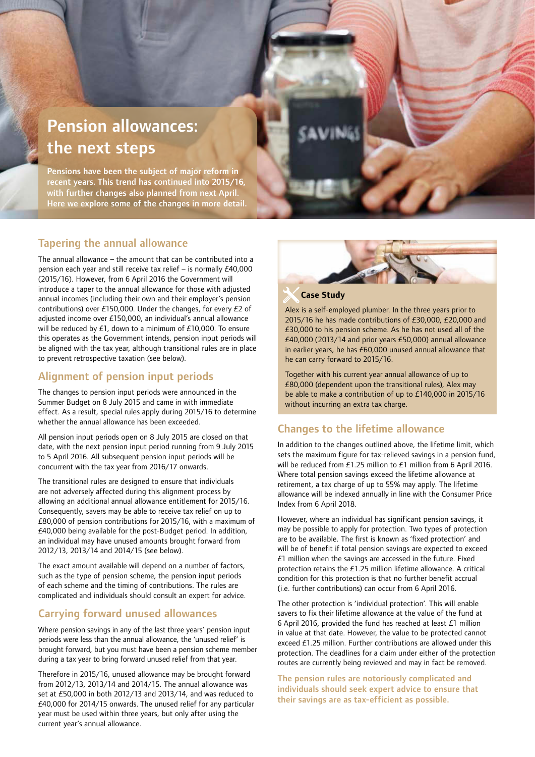# Pension allowances: the next steps

**Pensions have been the subject of major reform in recent years. This trend has continued into 2015/16, with further changes also planned from next April. Here we explore some of the changes in more detail.**

## Tapering the annual allowance

The annual allowance – the amount that can be contributed into a pension each year and still receive tax relief – is normally £40,000 (2015/16). However, from 6 April 2016 the Government will introduce a taper to the annual allowance for those with adjusted annual incomes (including their own and their employer's pension contributions) over £150,000. Under the changes, for every £2 of adjusted income over £150,000, an individual's annual allowance will be reduced by £1, down to a minimum of £10,000. To ensure this operates as the Government intends, pension input periods will be aligned with the tax year, although transitional rules are in place to prevent retrospective taxation (see below).

## Alignment of pension input periods

The changes to pension input periods were announced in the Summer Budget on 8 July 2015 and came in with immediate effect. As a result, special rules apply during 2015/16 to determine whether the annual allowance has been exceeded.

All pension input periods open on 8 July 2015 are closed on that date, with the next pension input period running from 9 July 2015 to 5 April 2016. All subsequent pension input periods will be concurrent with the tax year from 2016/17 onwards.

The transitional rules are designed to ensure that individuals are not adversely affected during this alignment process by allowing an additional annual allowance entitlement for 2015/16. Consequently, savers may be able to receive tax relief on up to £80,000 of pension contributions for 2015/16, with a maximum of £40,000 being available for the post-Budget period. In addition, an individual may have unused amounts brought forward from 2012/13, 2013/14 and 2014/15 (see below).

The exact amount available will depend on a number of factors, such as the type of pension scheme, the pension input periods of each scheme and the timing of contributions. The rules are complicated and individuals should consult an expert for advice.

## Carrying forward unused allowances

Where pension savings in any of the last three years' pension input periods were less than the annual allowance, the 'unused relief' is brought forward, but you must have been a pension scheme member during a tax year to bring forward unused relief from that year.

Therefore in 2015/16, unused allowance may be brought forward from 2012/13, 2013/14 and 2014/15. The annual allowance was set at £50,000 in both 2012/13 and 2013/14, and was reduced to £40,000 for 2014/15 onwards. The unused relief for any particular year must be used within three years, but only after using the current year's annual allowance.

### Case Study

Alex is a self-employed plumber. In the three years prior to 2015/16 he has made contributions of £30,000, £20,000 and £30,000 to his pension scheme. As he has not used all of the £40,000 (2013/14 and prior years £50,000) annual allowance in earlier years, he has £60,000 unused annual allowance that he can carry forward to 2015/16.

Together with his current year annual allowance of up to £80,000 (dependent upon the transitional rules), Alex may be able to make a contribution of up to £140,000 in 2015/16 without incurring an extra tax charge.

## Changes to the lifetime allowance

In addition to the changes outlined above, the lifetime limit, which sets the maximum figure for tax-relieved savings in a pension fund, will be reduced from £1.25 million to £1 million from 6 April 2016. Where total pension savings exceed the lifetime allowance at retirement, a tax charge of up to 55% may apply. The lifetime allowance will be indexed annually in line with the Consumer Price Index from 6 April 2018.

However, where an individual has significant pension savings, it may be possible to apply for protection. Two types of protection are to be available. The first is known as 'fixed protection' and will be of benefit if total pension savings are expected to exceed £1 million when the savings are accessed in the future. Fixed protection retains the £1.25 million lifetime allowance. A critical condition for this protection is that no further benefit accrual (i.e. further contributions) can occur from 6 April 2016.

The other protection is 'individual protection'. This will enable savers to fix their lifetime allowance at the value of the fund at 6 April 2016, provided the fund has reached at least £1 million in value at that date. However, the value to be protected cannot exceed £1.25 million. Further contributions are allowed under this protection. The deadlines for a claim under either of the protection routes are currently being reviewed and may in fact be removed.

**The pension rules are notoriously complicated and individuals should seek expert advice to ensure that their savings are as tax-efficient as possible.**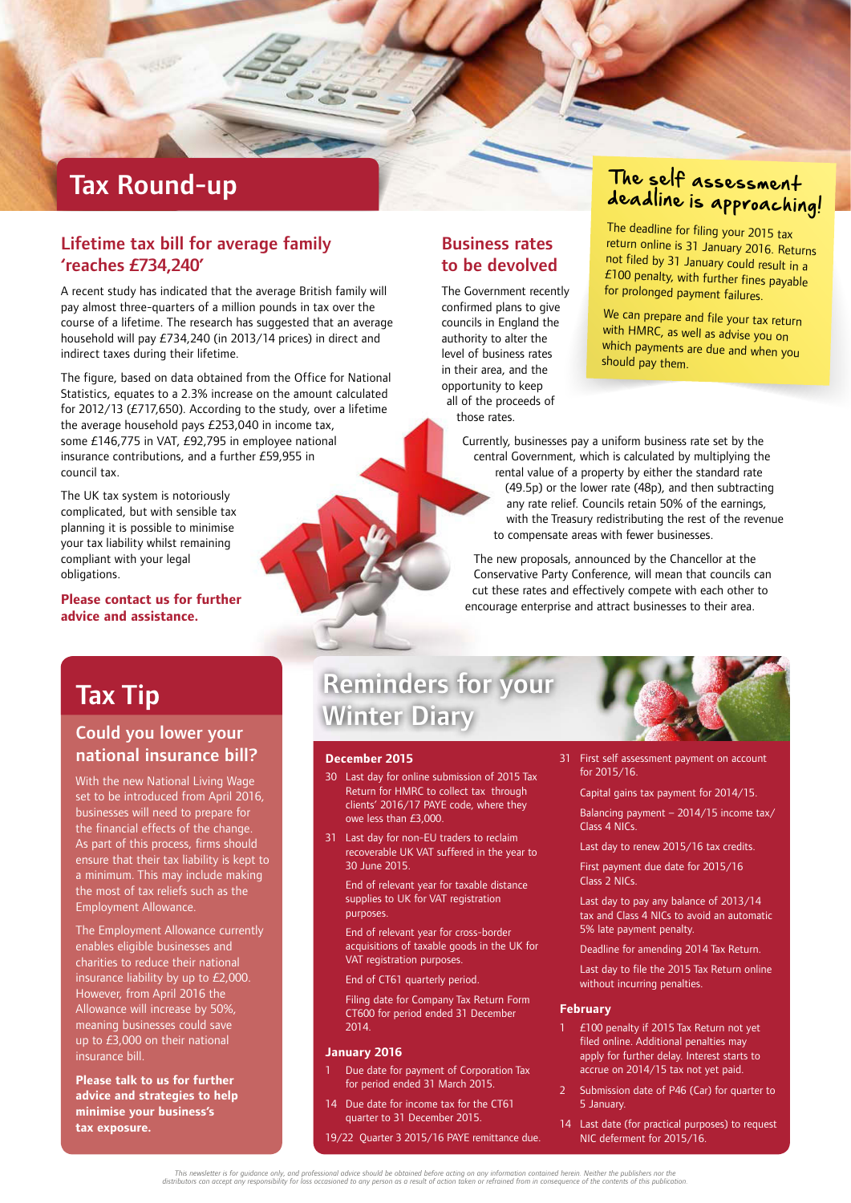# Tax Round-up

## Lifetime tax bill for average family 'reaches £734,240'

A recent study has indicated that the average British family will pay almost three-quarters of a million pounds in tax over the course of a lifetime. The research has suggested that an average household will pay £734,240 (in 2013/14 prices) in direct and indirect taxes during their lifetime.

The figure, based on data obtained from the Office for National Statistics, equates to a 2.3% increase on the amount calculated for 2012/13 (£717,650). According to the study, over a lifetime the average household pays £253,040 in income tax, some £146,775 in VAT, £92,795 in employee national insurance contributions, and a further £59,955 in council tax.

The UK tax system is notoriously complicated, but with sensible tax planning it is possible to minimise your tax liability whilst remaining compliant with your legal obligations.

**Please contact us for further advice and assistance.**

## Business rates to be devolved

The Government recently confirmed plans to give councils in England the authority to alter the level of business rates in their area, and the opportunity to keep all of the proceeds of those rates.

Currently, businesses pay a uniform business rate set by the central Government, which is calculated by multiplying the rental value of a property by either the standard rate (49.5p) or the lower rate (48p), and then subtracting any rate relief. Councils retain 50% of the earnings, with the Treasury redistributing the rest of the revenue to compensate areas with fewer businesses.

The new proposals, announced by the Chancellor at the Conservative Party Conference, will mean that councils can cut these rates and effectively compete with each other to encourage enterprise and attract businesses to their area.

## The self assessment deadline is approaching!

The deadline for filing your 2015 tax return online is 31 January 2016. Returns not filed by 31 January could result in a £100 penalty, with further fines payable for prolonged payment failures.

We can prepare and file your tax return with HMRC, as well as advise you on which payments are due and when you should pay them.

# Tax Tip

## Could you lower your national insurance bill?

With the new National Living Wage set to be introduced from April 2016, businesses will need to prepare for the financial effects of the change. As part of this process, firms should ensure that their tax liability is kept to a minimum. This may include making the most of tax reliefs such as the Employment Allowance.

The Employment Allowance currently enables eligible businesses and charities to reduce their national insurance liability by up to £2,000. However, from April 2016 the Allowance will increase by 50%, meaning businesses could save up to £3,000 on their national insurance bill.

**Please talk to us for further advice and strategies to help minimise your business's tax exposure.**

# Reminders for your Winter Diary

### December 2015

- 30 Last day for online submission of 2015 Tax Return for HMRC to collect tax through clients' 2016/17 PAYE code, where they owe less than £3,000.
- 31 Last day for non-EU traders to reclaim recoverable UK VAT suffered in the year to 30 June 2015.

  End of relevant year for taxable distance supplies to UK for VAT registration purposes.

  End of relevant year for cross-border acquisitions of taxable goods in the UK for VAT registration purposes.

  End of CT61 quarterly period.

  Filing date for Company Tax Return Form CT600 for period ended 31 December 2014.

### January 2016

- 1 Due date for payment of Corporation Tax for period ended 31 March 2015.
- 14 Due date for income tax for the CT61 quarter to 31 December 2015.
- 19/22 Quarter 3 2015/16 PAYE remittance due.
- 31 First self assessment payment on account for 2015/16.

  Capital gains tax payment for 2014/15.

  Balancing payment – 2014/15 income tax/ Class 4 NICs.

  Last day to renew 2015/16 tax credits.

  First payment due date for 2015/16 Class 2 NICs.

  Last day to pay any balance of 2013/14 tax and Class 4 NICs to avoid an automatic 5% late payment penalty.

  Deadline for amending 2014 Tax Return.

  Last day to file the 2015 Tax Return online without incurring penalties.

### February

- 1 £100 penalty if 2015 Tax Return not yet filed online. Additional penalties may apply for further delay. Interest starts to accrue on 2014/15 tax not yet paid.
- 2 Submission date of P46 (Car) for quarter to 5 January.
- 14 Last date (for practical purposes) to request NIC deferment for 2015/16.

*This newsletter is for guidance only, and professional advice should be obtained before acting on any information contained herein. Neither the publishers nor the distributors can accept any responsibility for loss occasioned to any person as a result of action taken or refrained from in consequence of the contents of this publication.*